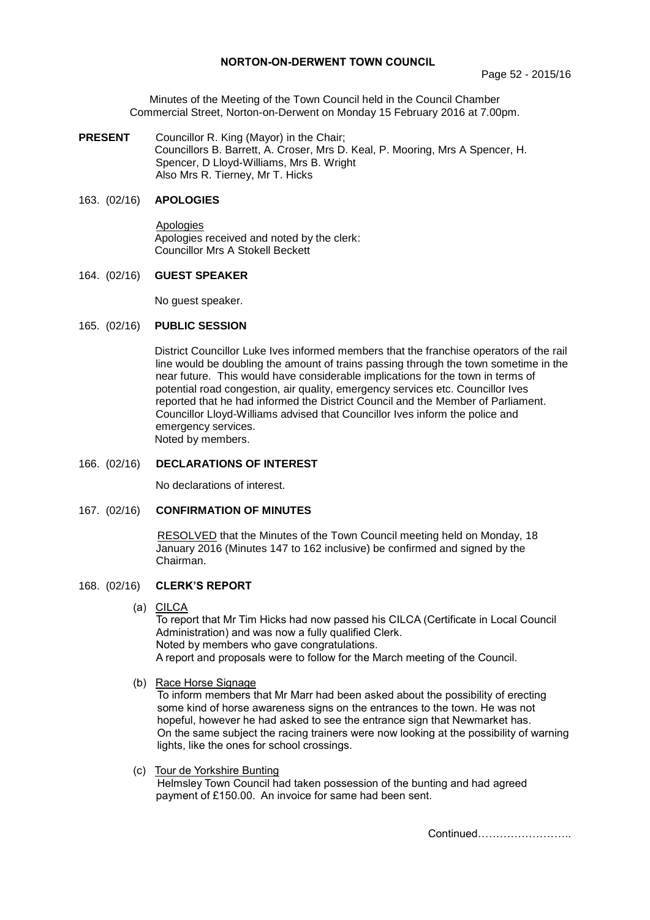# NORTON-ON-DERWENT TOWN COUNCIL

Page 52 - 2015/16

Minutes of the Meeting of the Town Council held in the Council Chamber Commercial Street, Norton-on-Derwent on Monday 15 February 2016 at 7.00pm.

**PRESENT** Councillor R. King (Mayor) in the Chair;
Councillors B. Barrett, A. Croser, Mrs D. Keal, P. Mooring, Mrs A Spencer, H. Spencer, D Lloyd-Williams, Mrs B. Wright
Also Mrs R. Tierney, Mr T. Hicks

## 163. (02/16) APOLOGIES

Apologies
Apologies received and noted by the clerk:
Councillor Mrs A Stokell Beckett

## 164. (02/16) GUEST SPEAKER

No guest speaker.

## 165. (02/16) PUBLIC SESSION

District Councillor Luke Ives informed members that the franchise operators of the rail line would be doubling the amount of trains passing through the town sometime in the near future. This would have considerable implications for the town in terms of potential road congestion, air quality, emergency services etc. Councillor Ives reported that he had informed the District Council and the Member of Parliament. Councillor Lloyd-Williams advised that Councillor Ives inform the police and emergency services.
Noted by members.

## 166. (02/16) DECLARATIONS OF INTEREST

No declarations of interest.

## 167. (02/16) CONFIRMATION OF MINUTES

RESOLVED that the Minutes of the Town Council meeting held on Monday, 18 January 2016 (Minutes 147 to 162 inclusive) be confirmed and signed by the Chairman.

## 168. (02/16) CLERK'S REPORT

(a) CILCA
To report that Mr Tim Hicks had now passed his CILCA (Certificate in Local Council Administration) and was now a fully qualified Clerk.
Noted by members who gave congratulations.
A report and proposals were to follow for the March meeting of the Council.

(b) Race Horse Signage
To inform members that Mr Marr had been asked about the possibility of erecting some kind of horse awareness signs on the entrances to the town. He was not hopeful, however he had asked to see the entrance sign that Newmarket has.
On the same subject the racing trainers were now looking at the possibility of warning lights, like the ones for school crossings.

(c) Tour de Yorkshire Bunting
Helmsley Town Council had taken possession of the bunting and had agreed payment of £150.00. An invoice for same had been sent.

Continued……………………..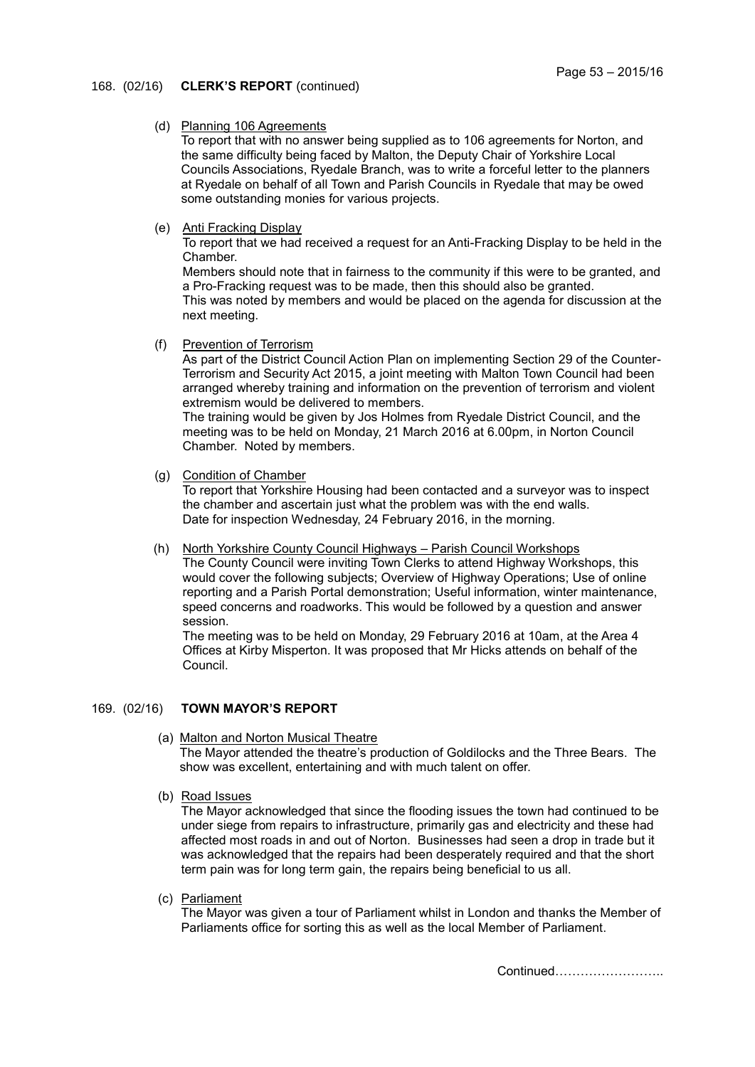168. (02/16) **CLERK'S REPORT** (continued)

(d) Planning 106 Agreements

To report that with no answer being supplied as to 106 agreements for Norton, and the same difficulty being faced by Malton, the Deputy Chair of Yorkshire Local Councils Associations, Ryedale Branch, was to write a forceful letter to the planners at Ryedale on behalf of all Town and Parish Councils in Ryedale that may be owed some outstanding monies for various projects.

(e) Anti Fracking Display

To report that we had received a request for an Anti-Fracking Display to be held in the Chamber.

Members should note that in fairness to the community if this were to be granted, and a Pro-Fracking request was to be made, then this should also be granted.

This was noted by members and would be placed on the agenda for discussion at the next meeting.

(f) Prevention of Terrorism

As part of the District Council Action Plan on implementing Section 29 of the Counter-Terrorism and Security Act 2015, a joint meeting with Malton Town Council had been arranged whereby training and information on the prevention of terrorism and violent extremism would be delivered to members.

The training would be given by Jos Holmes from Ryedale District Council, and the meeting was to be held on Monday, 21 March 2016 at 6.00pm, in Norton Council Chamber. Noted by members.

(g) Condition of Chamber

To report that Yorkshire Housing had been contacted and a surveyor was to inspect the chamber and ascertain just what the problem was with the end walls.

Date for inspection Wednesday, 24 February 2016, in the morning.

(h) North Yorkshire County Council Highways – Parish Council Workshops

The County Council were inviting Town Clerks to attend Highway Workshops, this would cover the following subjects; Overview of Highway Operations; Use of online reporting and a Parish Portal demonstration; Useful information, winter maintenance, speed concerns and roadworks. This would be followed by a question and answer session.

The meeting was to be held on Monday, 29 February 2016 at 10am, at the Area 4 Offices at Kirby Misperton. It was proposed that Mr Hicks attends on behalf of the Council.

169. (02/16) **TOWN MAYOR'S REPORT**

(a) Malton and Norton Musical Theatre

The Mayor attended the theatre's production of Goldilocks and the Three Bears. The show was excellent, entertaining and with much talent on offer.

(b) Road Issues

The Mayor acknowledged that since the flooding issues the town had continued to be under siege from repairs to infrastructure, primarily gas and electricity and these had affected most roads in and out of Norton. Businesses had seen a drop in trade but it was acknowledged that the repairs had been desperately required and that the short term pain was for long term gain, the repairs being beneficial to us all.

(c) Parliament

The Mayor was given a tour of Parliament whilst in London and thanks the Member of Parliaments office for sorting this as well as the local Member of Parliament.

Continued……………………..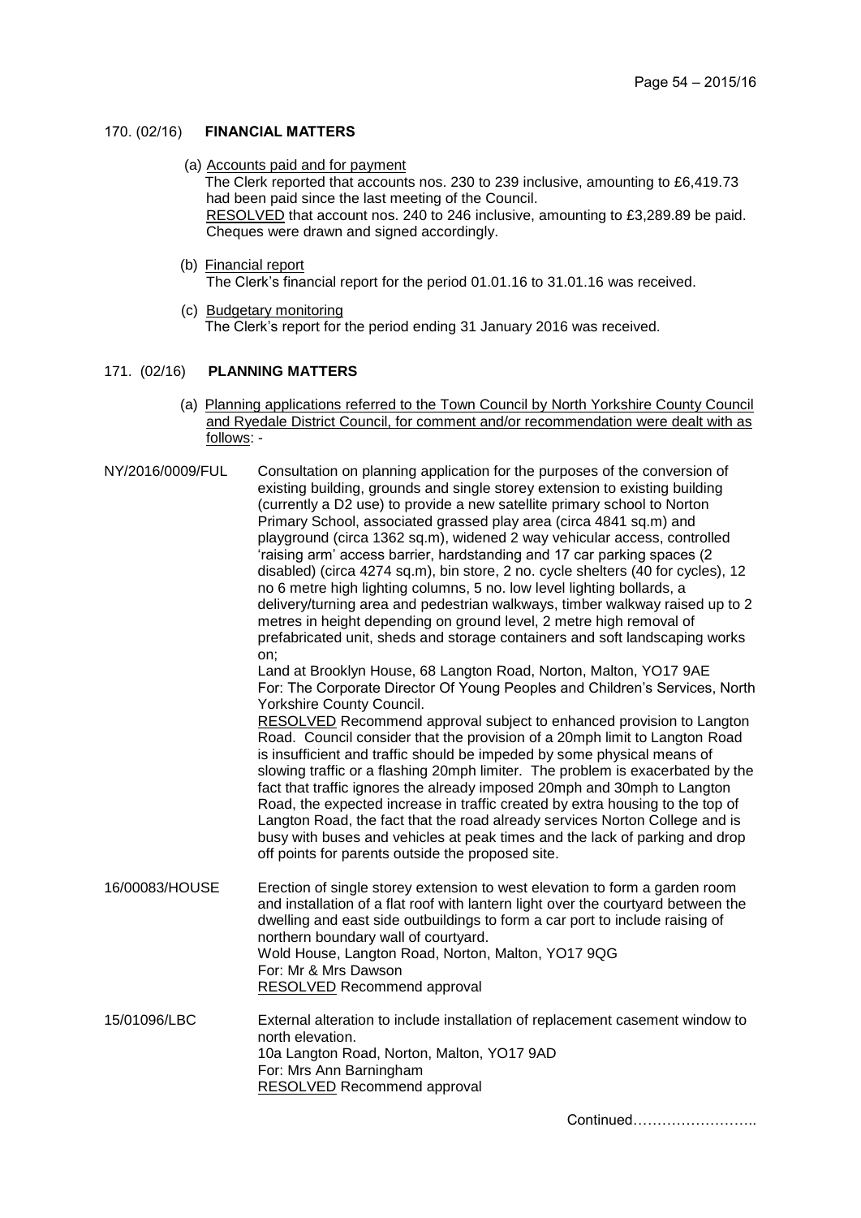## 170. (02/16) **FINANCIAL MATTERS**

(a) Accounts paid and for payment
The Clerk reported that accounts nos. 230 to 239 inclusive, amounting to £6,419.73 had been paid since the last meeting of the Council.
RESOLVED that account nos. 240 to 246 inclusive, amounting to £3,289.89 be paid. Cheques were drawn and signed accordingly.

(b) Financial report
The Clerk's financial report for the period 01.01.16 to 31.01.16 was received.

(c) Budgetary monitoring
The Clerk's report for the period ending 31 January 2016 was received.

## 171. (02/16) **PLANNING MATTERS**

(a) Planning applications referred to the Town Council by North Yorkshire County Council and Ryedale District Council, for comment and/or recommendation were dealt with as follows: -

**NY/2016/0009/FUL**

Consultation on planning application for the purposes of the conversion of existing building, grounds and single storey extension to existing building (currently a D2 use) to provide a new satellite primary school to Norton Primary School, associated grassed play area (circa 4841 sq.m) and playground (circa 1362 sq.m), widened 2 way vehicular access, controlled 'raising arm' access barrier, hardstanding and 17 car parking spaces (2 disabled) (circa 4274 sq.m), bin store, 2 no. cycle shelters (40 for cycles), 12 no 6 metre high lighting columns, 5 no. low level lighting bollards, a delivery/turning area and pedestrian walkways, timber walkway raised up to 2 metres in height depending on ground level, 2 metre high removal of prefabricated unit, sheds and storage containers and soft landscaping works on;
Land at Brooklyn House, 68 Langton Road, Norton, Malton, YO17 9AE
For: The Corporate Director Of Young Peoples and Children's Services, North Yorkshire County Council.
RESOLVED Recommend approval subject to enhanced provision to Langton Road. Council consider that the provision of a 20mph limit to Langton Road is insufficient and traffic should be impeded by some physical means of slowing traffic or a flashing 20mph limiter. The problem is exacerbated by the fact that traffic ignores the already imposed 20mph and 30mph to Langton Road, the expected increase in traffic created by extra housing to the top of Langton Road, the fact that the road already services Norton College and is busy with buses and vehicles at peak times and the lack of parking and drop off points for parents outside the proposed site.

**16/00083/HOUSE**

Erection of single storey extension to west elevation to form a garden room and installation of a flat roof with lantern light over the courtyard between the dwelling and east side outbuildings to form a car port to include raising of northern boundary wall of courtyard.
Wold House, Langton Road, Norton, Malton, YO17 9QG
For: Mr & Mrs Dawson
RESOLVED Recommend approval

**15/01096/LBC**

External alteration to include installation of replacement casement window to north elevation.
10a Langton Road, Norton, Malton, YO17 9AD
For: Mrs Ann Barningham
RESOLVED Recommend approval

Continued……………………..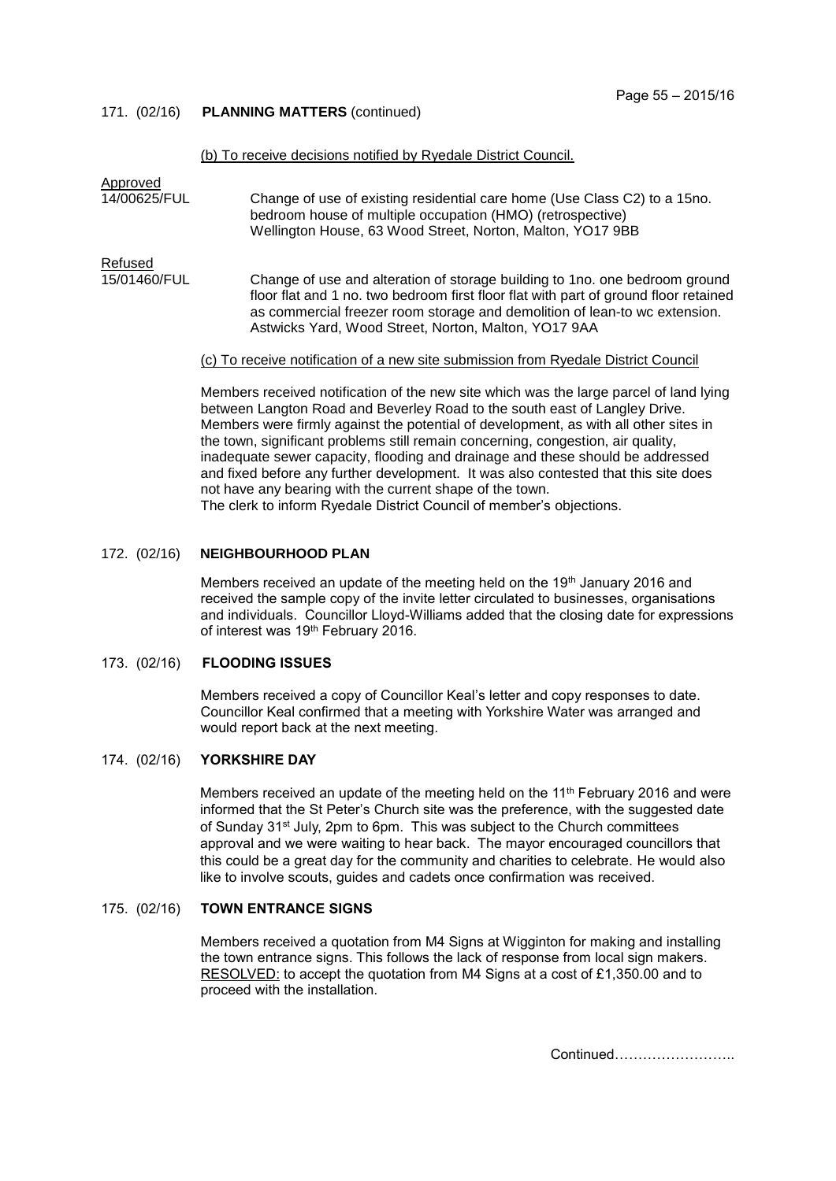## 171. (02/16) PLANNING MATTERS (continued)

(b) To receive decisions notified by Ryedale District Council.

Approved

14/00625/FUL — Change of use of existing residential care home (Use Class C2) to a 15no. bedroom house of multiple occupation (HMO) (retrospective)
Wellington House, 63 Wood Street, Norton, Malton, YO17 9BB

Refused

15/01460/FUL — Change of use and alteration of storage building to 1no. one bedroom ground floor flat and 1 no. two bedroom first floor flat with part of ground floor retained as commercial freezer room storage and demolition of lean-to wc extension.
Astwicks Yard, Wood Street, Norton, Malton, YO17 9AA

(c) To receive notification of a new site submission from Ryedale District Council

Members received notification of the new site which was the large parcel of land lying between Langton Road and Beverley Road to the south east of Langley Drive. Members were firmly against the potential of development, as with all other sites in the town, significant problems still remain concerning, congestion, air quality, inadequate sewer capacity, flooding and drainage and these should be addressed and fixed before any further development. It was also contested that this site does not have any bearing with the current shape of the town.
The clerk to inform Ryedale District Council of member's objections.

## 172. (02/16) NEIGHBOURHOOD PLAN

Members received an update of the meeting held on the 19th January 2016 and received the sample copy of the invite letter circulated to businesses, organisations and individuals. Councillor Lloyd-Williams added that the closing date for expressions of interest was 19th February 2016.

## 173. (02/16) FLOODING ISSUES

Members received a copy of Councillor Keal's letter and copy responses to date. Councillor Keal confirmed that a meeting with Yorkshire Water was arranged and would report back at the next meeting.

## 174. (02/16) YORKSHIRE DAY

Members received an update of the meeting held on the 11th February 2016 and were informed that the St Peter's Church site was the preference, with the suggested date of Sunday 31st July, 2pm to 6pm. This was subject to the Church committees approval and we were waiting to hear back. The mayor encouraged councillors that this could be a great day for the community and charities to celebrate. He would also like to involve scouts, guides and cadets once confirmation was received.

## 175. (02/16) TOWN ENTRANCE SIGNS

Members received a quotation from M4 Signs at Wigginton for making and installing the town entrance signs. This follows the lack of response from local sign makers.
RESOLVED: to accept the quotation from M4 Signs at a cost of £1,350.00 and to proceed with the installation.

Continued……………………..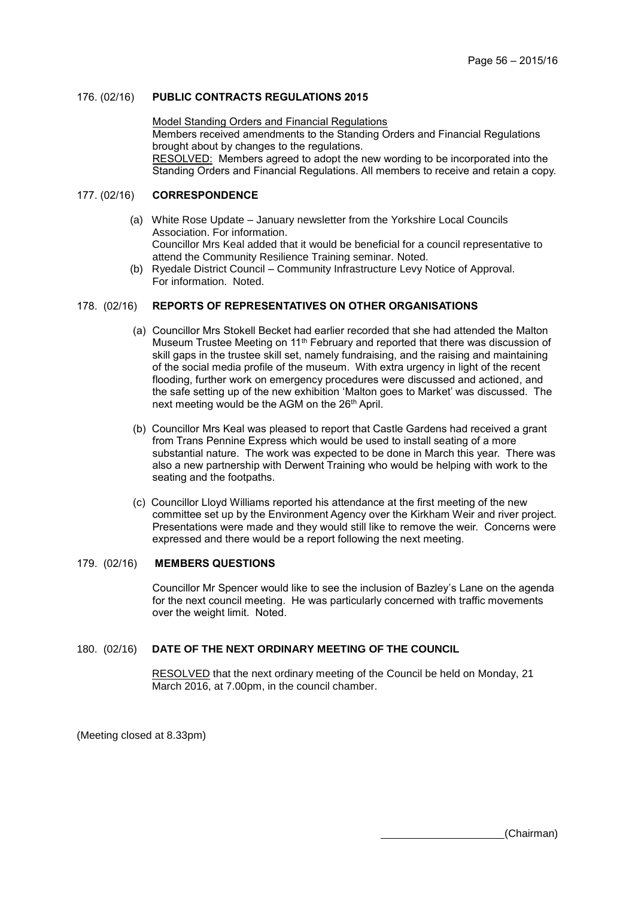### 176. (02/16) **PUBLIC CONTRACTS REGULATIONS 2015**

Model Standing Orders and Financial Regulations
Members received amendments to the Standing Orders and Financial Regulations brought about by changes to the regulations.
RESOLVED: Members agreed to adopt the new wording to be incorporated into the Standing Orders and Financial Regulations. All members to receive and retain a copy.

### 177. (02/16) **CORRESPONDENCE**

(a) White Rose Update – January newsletter from the Yorkshire Local Councils Association. For information.
Councillor Mrs Keal added that it would be beneficial for a council representative to attend the Community Resilience Training seminar. Noted.

(b) Ryedale District Council – Community Infrastructure Levy Notice of Approval. For information. Noted.

### 178. (02/16) **REPORTS OF REPRESENTATIVES ON OTHER ORGANISATIONS**

(a) Councillor Mrs Stokell Becket had earlier recorded that she had attended the Malton Museum Trustee Meeting on 11th February and reported that there was discussion of skill gaps in the trustee skill set, namely fundraising, and the raising and maintaining of the social media profile of the museum. With extra urgency in light of the recent flooding, further work on emergency procedures were discussed and actioned, and the safe setting up of the new exhibition 'Malton goes to Market' was discussed. The next meeting would be the AGM on the 26th April.

(b) Councillor Mrs Keal was pleased to report that Castle Gardens had received a grant from Trans Pennine Express which would be used to install seating of a more substantial nature. The work was expected to be done in March this year. There was also a new partnership with Derwent Training who would be helping with work to the seating and the footpaths.

(c) Councillor Lloyd Williams reported his attendance at the first meeting of the new committee set up by the Environment Agency over the Kirkham Weir and river project. Presentations were made and they would still like to remove the weir. Concerns were expressed and there would be a report following the next meeting.

### 179. (02/16) **MEMBERS QUESTIONS**

Councillor Mr Spencer would like to see the inclusion of Bazley's Lane on the agenda for the next council meeting. He was particularly concerned with traffic movements over the weight limit. Noted.

### 180. (02/16) **DATE OF THE NEXT ORDINARY MEETING OF THE COUNCIL**

RESOLVED that the next ordinary meeting of the Council be held on Monday, 21 March 2016, at 7.00pm, in the council chamber.

(Meeting closed at 8.33pm)

\_\_\_\_\_\_\_\_\_\_\_\_\_\_\_\_\_\_\_\_(Chairman)